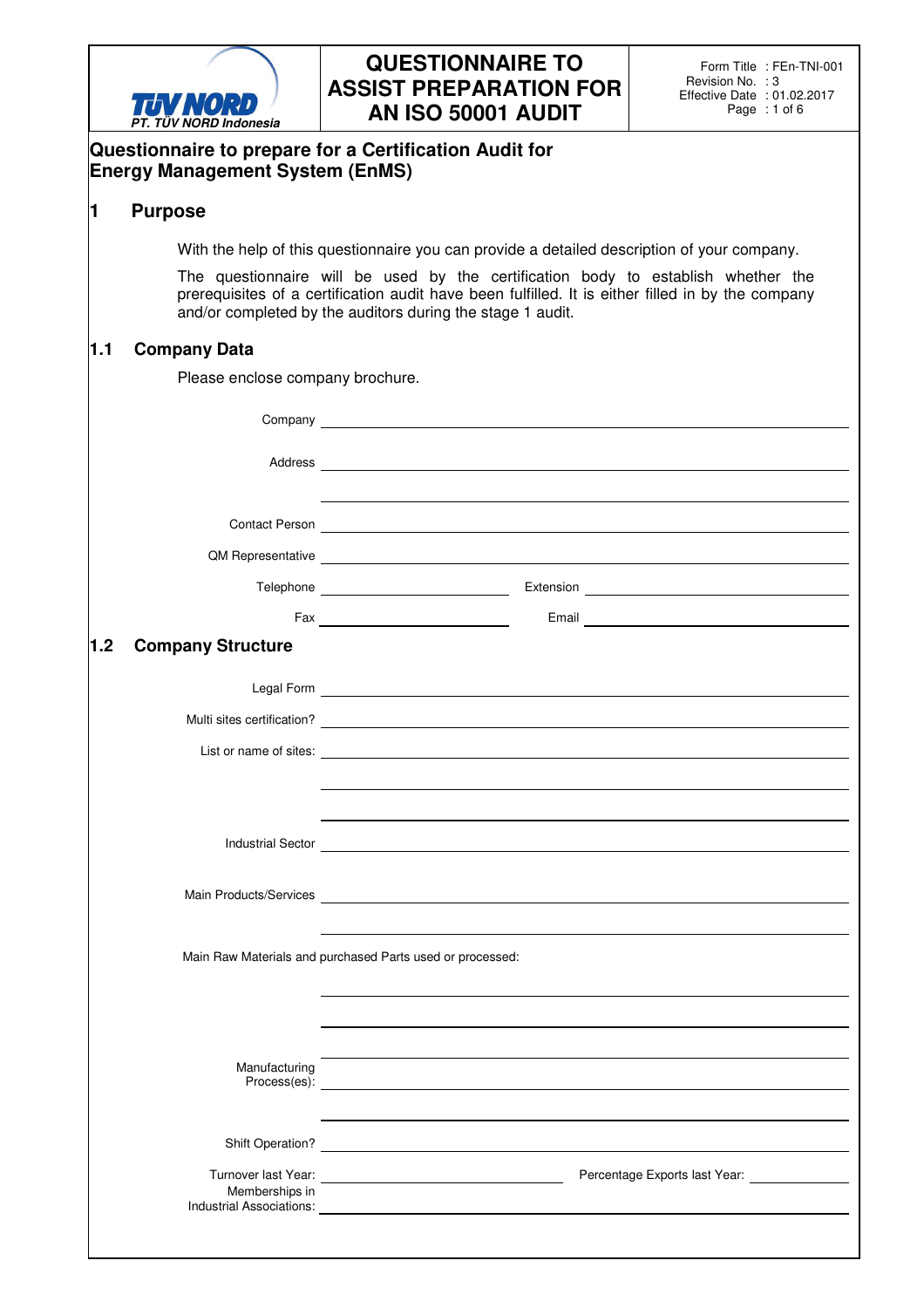# QUESTIONNAIRE TO ASSIST PREPARATION FOR AN ISO 50001 AUDIT

Form Title : FEn-TNI-001
Revision No. : 3
Effective Date : 01.02.2017

## Questionnaire to prepare for a Certification Audit for Energy Management System (EnMS)

## 1 Purpose

With the help of this questionnaire you can provide a detailed description of your company.

The questionnaire will be used by the certification body to establish whether the prerequisites of a certification audit have been fulfilled. It is either filled in by the company and/or completed by the auditors during the stage 1 audit.

### 1.1 Company Data

Please enclose company brochure.

Company ______________________________

Address ______________________________

______________________________

Contact Person ______________________________

QM Representative ______________________________

Telephone ______________ Extension ______________

Fax ______________ Email ______________

### 1.2 Company Structure

Legal Form ______________________________

Multi sites certification? ______________________________

List or name of sites: ______________________________

______________________________

______________________________

Industrial Sector ______________________________

Main Products/Services ______________________________

______________________________

Main Raw Materials and purchased Parts used or processed:

______________________________

______________________________

______________________________

Manufacturing Process(es): ______________________________

______________________________

Shift Operation? ______________________________

Turnover last Year: ______________ Percentage Exports last Year: ______________

Memberships in Industrial Associations: ______________________________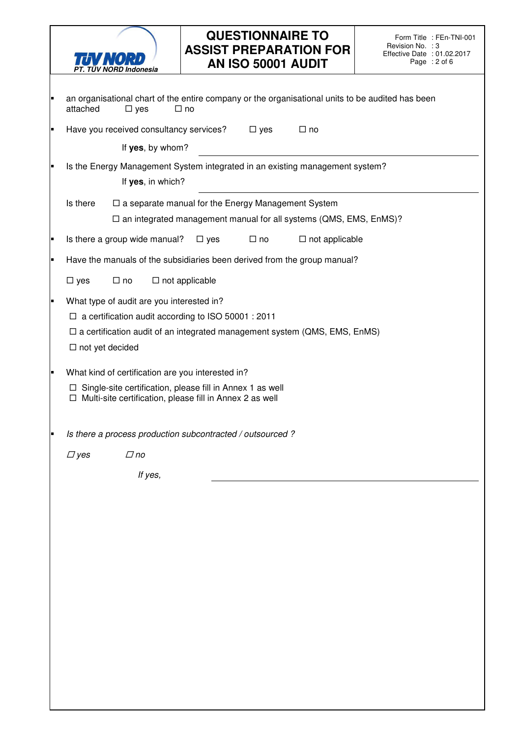- an organisational chart of the entire company or the organisational units to be audited has been attached ☐ yes ☐ no
- Have you received consultancy services? ☐ yes ☐ no

  If **yes**, by whom? ______________________________

- Is the Energy Management System integrated in an existing management system?

  If **yes**, in which? ______________________________

  Is there ☐ a separate manual for the Energy Management System

  ☐ an integrated management manual for all systems (QMS, EMS, EnMS)?

- Is there a group wide manual? ☐ yes ☐ no ☐ not applicable
- Have the manuals of the subsidiaries been derived from the group manual?

  ☐ yes ☐ no ☐ not applicable

- What type of audit are you interested in?
  - ☐ a certification audit according to ISO 50001 : 2011
  - ☐ a certification audit of an integrated management system (QMS, EMS, EnMS)
  - ☐ not yet decided
- What kind of certification are you interested in?
  - ☐ Single-site certification, please fill in Annex 1 as well
  - ☐ Multi-site certification, please fill in Annex 2 as well
- *Is there a process production subcontracted / outsourced ?*

  *☐ yes ☐ no*

  *If yes,* ______________________________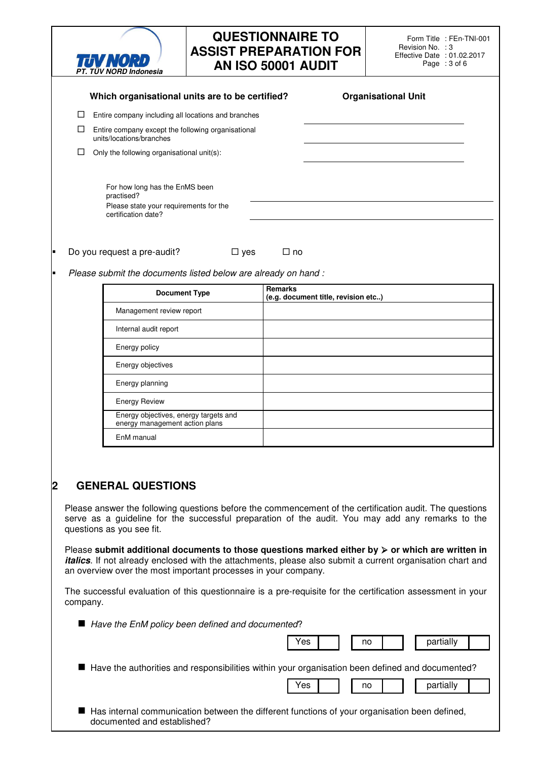**Which organisational units are to be certified?** | **Organisational Unit**

- ☐ Entire company including all locations and branches ______________________
- ☐ Entire company except the following organisational units/locations/branches ______________________
- ☐ Only the following organisational unit(s): ______________________

For how long has the EnMS been practised? ______________________

Please state your requirements for the certification date? ______________________

- Do you request a pre-audit? ☐ yes ☐ no
- *Please submit the documents listed below are already on hand :*

| Document Type | Remarks (e.g. document title, revision etc..) |
|---|---|
| Management review report | |
| Internal audit report | |
| Energy policy | |
| Energy objectives | |
| Energy planning | |
| Energy Review | |
| Energy objectives, energy targets and energy management action plans | |
| EnM manual | |

## 2 GENERAL QUESTIONS

Please answer the following questions before the commencement of the certification audit. The questions serve as a guideline for the successful preparation of the audit. You may add any remarks to the questions as you see fit.

Please **submit additional documents to those questions marked either by ➢ or which are written in *italics***. If not already enclosed with the attachments, please also submit a current organisation chart and an overview over the most important processes in your company.

The successful evaluation of this questionnaire is a pre-requisite for the certification assessment in your company.

- *Have the EnM policy been defined and documented*?

| Yes | | no | | partially | |
|---|---|---|---|---|---|

- Have the authorities and responsibilities within your organisation been defined and documented?

| Yes | | no | | partially | |
|---|---|---|---|---|---|

- Has internal communication between the different functions of your organisation been defined, documented and established?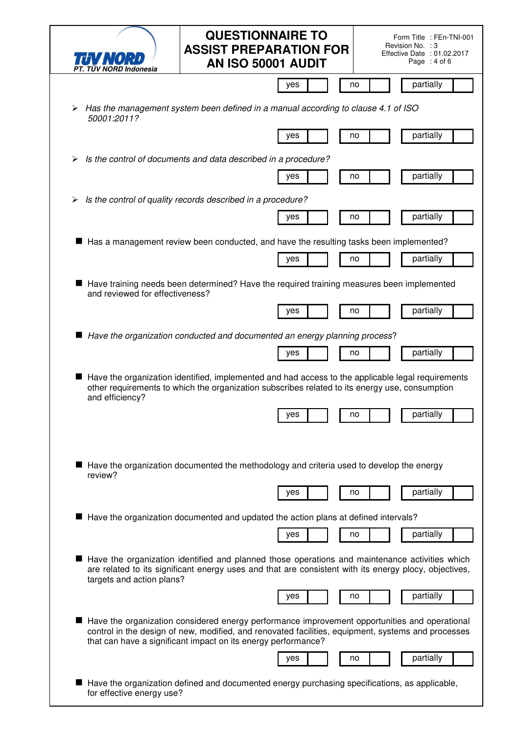| yes | | no | | partially | |
|---|---|---|---|---|---|

- *Has the management system been defined in a manual according to clause 4.1 of ISO 50001:2011?*

| yes | | no | | partially | |
|---|---|---|---|---|---|

- *Is the control of documents and data described in a procedure?*

| yes | | no | | partially | |
|---|---|---|---|---|---|

- *Is the control of quality records described in a procedure?*

| yes | | no | | partially | |
|---|---|---|---|---|---|

- Has a management review been conducted, and have the resulting tasks been implemented?

| yes | | no | | partially | |
|---|---|---|---|---|---|

- Have training needs been determined? Have the required training measures been implemented and reviewed for effectiveness?

| yes | | no | | partially | |
|---|---|---|---|---|---|

- *Have the organization conducted and documented an energy planning process*?

| yes | | no | | partially | |
|---|---|---|---|---|---|

- Have the organization identified, implemented and had access to the applicable legal requirements other requirements to which the organization subscribes related to its energy use, consumption and efficiency?

| yes | | no | | partially | |
|---|---|---|---|---|---|

- Have the organization documented the methodology and criteria used to develop the energy review?

| yes | | no | | partially | |
|---|---|---|---|---|---|

- Have the organization documented and updated the action plans at defined intervals?

| yes | | no | | partially | |
|---|---|---|---|---|---|

- Have the organization identified and planned those operations and maintenance activities which are related to its significant energy uses and that are consistent with its energy plocy, objectives, targets and action plans?

| yes | | no | | partially | |
|---|---|---|---|---|---|

- Have the organization considered energy performance improvement opportunities and operational control in the design of new, modified, and renovated facilities, equipment, systems and processes that can have a significant impact on its energy performance?

| yes | | no | | partially | |
|---|---|---|---|---|---|

- Have the organization defined and documented energy purchasing specifications, as applicable, for effective energy use?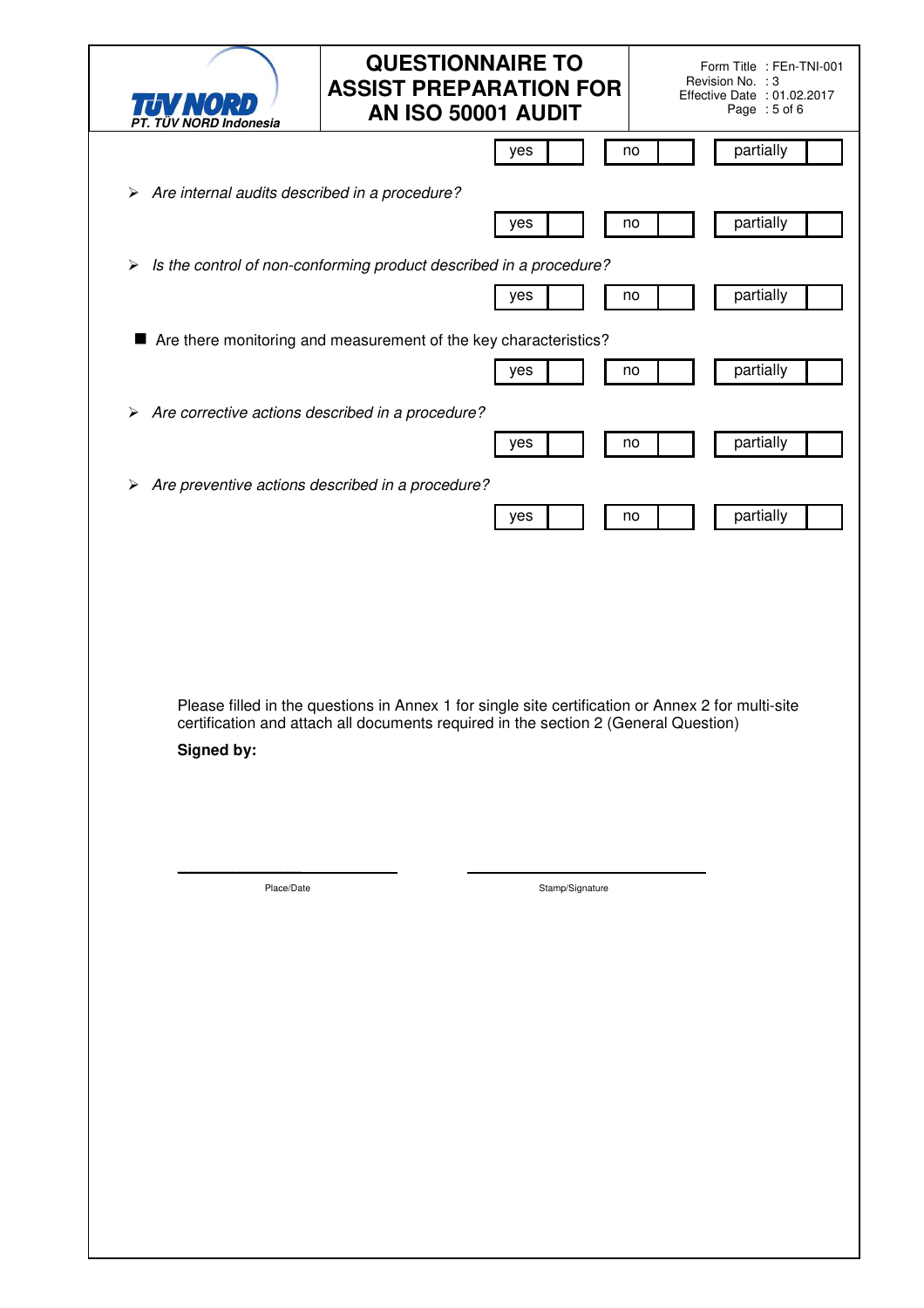| yes | | no | | partially | |
|---|---|---|---|---|---|

- *Are internal audits described in a procedure?*

| yes | | no | | partially | |
|---|---|---|---|---|---|

- *Is the control of non-conforming product described in a procedure?*

| yes | | no | | partially | |
|---|---|---|---|---|---|

- Are there monitoring and measurement of the key characteristics?

| yes | | no | | partially | |
|---|---|---|---|---|---|

- *Are corrective actions described in a procedure?*

| yes | | no | | partially | |
|---|---|---|---|---|---|

- *Are preventive actions described in a procedure?*

| yes | | no | | partially | |
|---|---|---|---|---|---|

Please filled in the questions in Annex 1 for single site certification or Annex 2 for multi-site certification and attach all documents required in the section 2 (General Question)

**Signed by:**

Place/Date

Stamp/Signature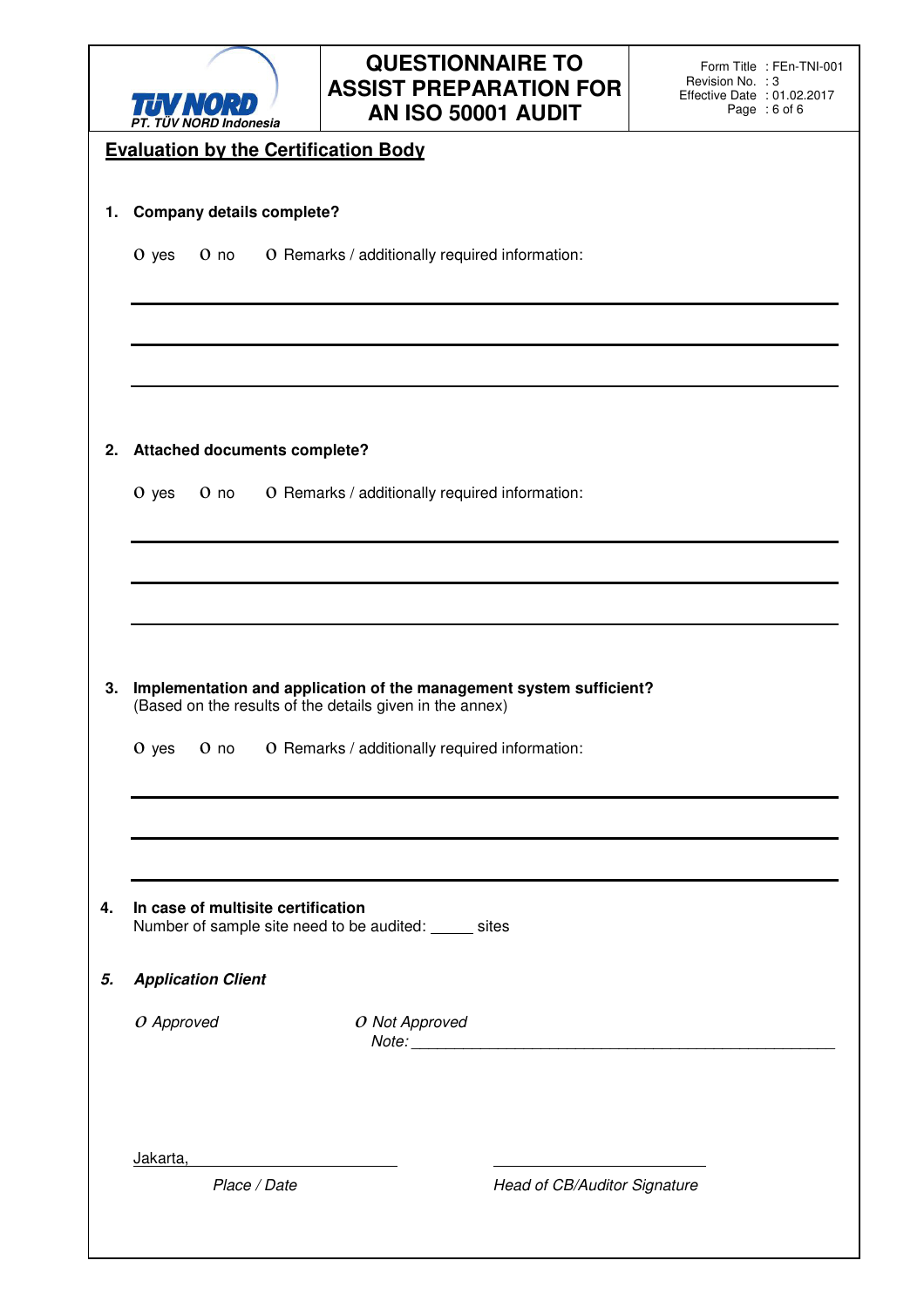## Evaluation by the Certification Body

**1. Company details complete?**

O yes O no O Remarks / additionally required information:

______________________________________________________________

______________________________________________________________

______________________________________________________________

**2. Attached documents complete?**

O yes O no O Remarks / additionally required information:

______________________________________________________________

______________________________________________________________

______________________________________________________________

**3. Implementation and application of the management system sufficient?**
(Based on the results of the details given in the annex)

O yes O no O Remarks / additionally required information:

______________________________________________________________

______________________________________________________________

______________________________________________________________

**4. In case of multisite certification**
Number of sample site need to be audited: _____ sites

***5. Application Client***

*O Approved*

*O Not Approved*
*Note:* ______________________________________________

Jakarta, ______________________
*Place / Date*

______________________
*Head of CB/Auditor Signature*